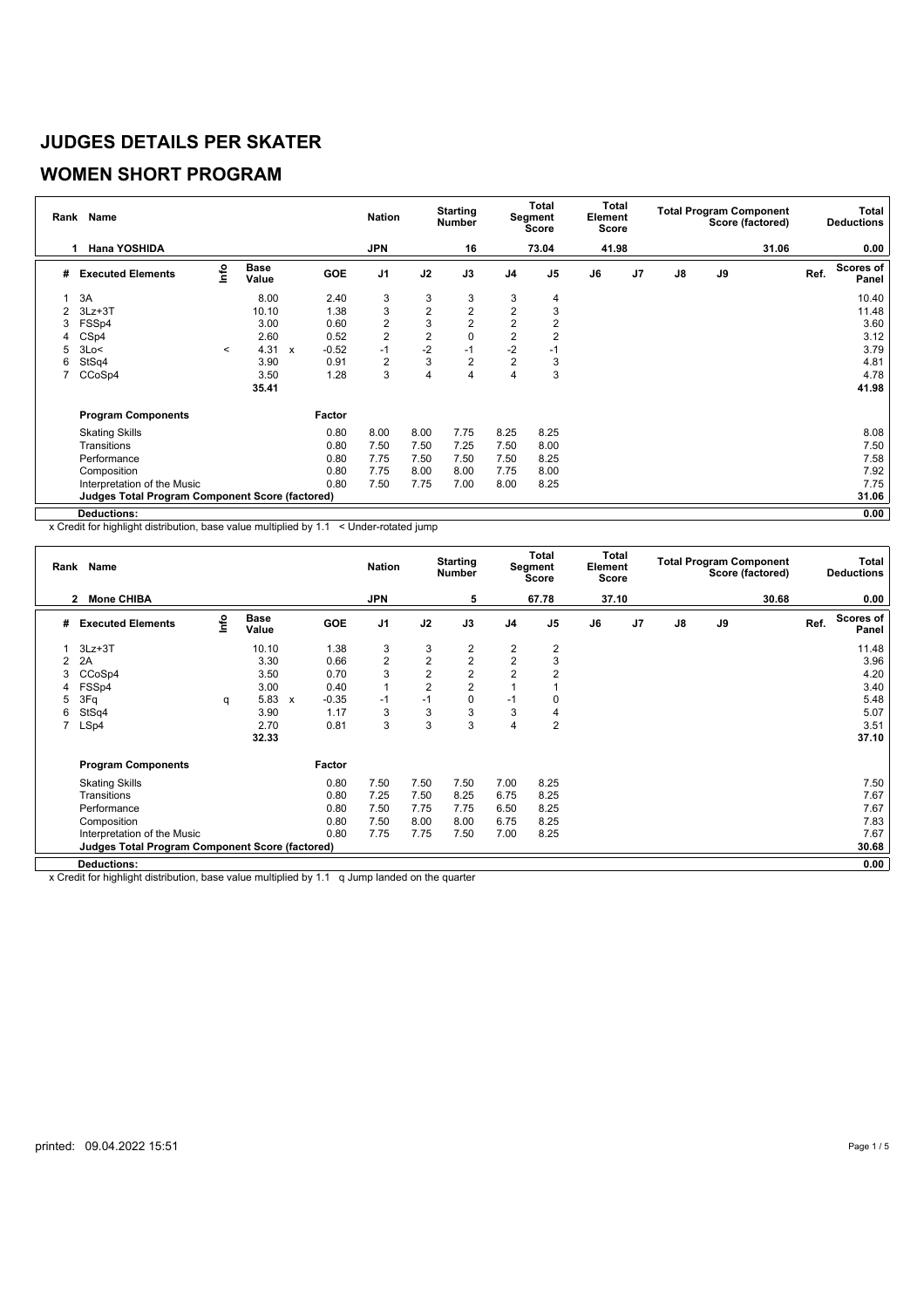# JUDGES DETAILS PER SKATER

## WOMEN SHORT PROGRAM

| Rank | Name | Nation | Starting Number | Total Segment Score | Total Element Score | Total Program Component Score (factored) | Total Deductions |
|---|---|---|---|---|---|---|---|
| 1 | Hana YOSHIDA | JPN | 16 | 73.04 | 41.98 | 31.06 | 0.00 |

| # | Executed Elements | Info | Base Value | | GOE | J1 | J2 | J3 | J4 | J5 | J6 | J7 | J8 | J9 | Ref. | Scores of Panel |
|---|---|---|---|---|---|---|---|---|---|---|---|---|---|---|---|---|
| 1 | 3A | | 8.00 | | 2.40 | 3 | 3 | 3 | 3 | 4 | | | | | | 10.40 |
| 2 | 3Lz+3T | | 10.10 | | 1.38 | 3 | 2 | 2 | 2 | 3 | | | | | | 11.48 |
| 3 | FSSp4 | | 3.00 | | 0.60 | 2 | 3 | 2 | 2 | 2 | | | | | | 3.60 |
| 4 | CSp4 | | 2.60 | | 0.52 | 2 | 2 | 0 | 2 | 2 | | | | | | 3.12 |
| 5 | 3Lo< | < | 4.31 | x | -0.52 | -1 | -2 | -1 | -2 | -1 | | | | | | 3.79 |
| 6 | StSq4 | | 3.90 | | 0.91 | 2 | 3 | 2 | 2 | 3 | | | | | | 4.81 |
| 7 | CCoSp4 | | 3.50 | | 1.28 | 3 | 4 | 4 | 4 | 3 | | | | | | 4.78 |
| | | | 35.41 | | | | | | | | | | | | | 41.98 |

| Program Components | Factor | J1 | J2 | J3 | J4 | J5 | J6 | J7 | J8 | J9 | Scores of Panel |
|---|---|---|---|---|---|---|---|---|---|---|---|
| Skating Skills | 0.80 | 8.00 | 8.00 | 7.75 | 8.25 | 8.25 | | | | | 8.08 |
| Transitions | 0.80 | 7.50 | 7.50 | 7.25 | 7.50 | 8.00 | | | | | 7.50 |
| Performance | 0.80 | 7.75 | 7.50 | 7.50 | 7.50 | 8.25 | | | | | 7.58 |
| Composition | 0.80 | 7.75 | 8.00 | 8.00 | 7.75 | 8.00 | | | | | 7.92 |
| Interpretation of the Music | 0.80 | 7.50 | 7.75 | 7.00 | 8.00 | 8.25 | | | | | 7.75 |
| **Judges Total Program Component Score (factored)** | | | | | | | | | | | 31.06 |
| **Deductions:** | | | | | | | | | | | 0.00 |

x Credit for highlight distribution, base value multiplied by 1.1 < Under-rotated jump

| Rank | Name | Nation | Starting Number | Total Segment Score | Total Element Score | Total Program Component Score (factored) | Total Deductions |
|---|---|---|---|---|---|---|---|
| 2 | Mone CHIBA | JPN | 5 | 67.78 | 37.10 | 30.68 | 0.00 |

| # | Executed Elements | Info | Base Value | | GOE | J1 | J2 | J3 | J4 | J5 | J6 | J7 | J8 | J9 | Ref. | Scores of Panel |
|---|---|---|---|---|---|---|---|---|---|---|---|---|---|---|---|---|
| 1 | 3Lz+3T | | 10.10 | | 1.38 | 3 | 3 | 2 | 2 | 2 | | | | | | 11.48 |
| 2 | 2A | | 3.30 | | 0.66 | 2 | 2 | 2 | 2 | 3 | | | | | | 3.96 |
| 3 | CCoSp4 | | 3.50 | | 0.70 | 3 | 2 | 2 | 2 | 2 | | | | | | 4.20 |
| 4 | FSSp4 | | 3.00 | | 0.40 | 1 | 2 | 2 | 1 | 1 | | | | | | 3.40 |
| 5 | 3Fq | q | 5.83 | x | -0.35 | -1 | -1 | 0 | -1 | 0 | | | | | | 5.48 |
| 6 | StSq4 | | 3.90 | | 1.17 | 3 | 3 | 3 | 3 | 4 | | | | | | 5.07 |
| 7 | LSp4 | | 2.70 | | 0.81 | 3 | 3 | 3 | 4 | 2 | | | | | | 3.51 |
| | | | 32.33 | | | | | | | | | | | | | 37.10 |

| Program Components | Factor | J1 | J2 | J3 | J4 | J5 | J6 | J7 | J8 | J9 | Scores of Panel |
|---|---|---|---|---|---|---|---|---|---|---|---|
| Skating Skills | 0.80 | 7.50 | 7.50 | 7.50 | 7.00 | 8.25 | | | | | 7.50 |
| Transitions | 0.80 | 7.25 | 7.50 | 8.25 | 6.75 | 8.25 | | | | | 7.67 |
| Performance | 0.80 | 7.50 | 7.75 | 7.75 | 6.50 | 8.25 | | | | | 7.67 |
| Composition | 0.80 | 7.50 | 8.00 | 8.00 | 6.75 | 8.25 | | | | | 7.83 |
| Interpretation of the Music | 0.80 | 7.75 | 7.75 | 7.50 | 7.00 | 8.25 | | | | | 7.67 |
| **Judges Total Program Component Score (factored)** | | | | | | | | | | | 30.68 |
| **Deductions:** | | | | | | | | | | | 0.00 |

x Credit for highlight distribution, base value multiplied by 1.1 q Jump landed on the quarter

printed: 09.04.2022 15:51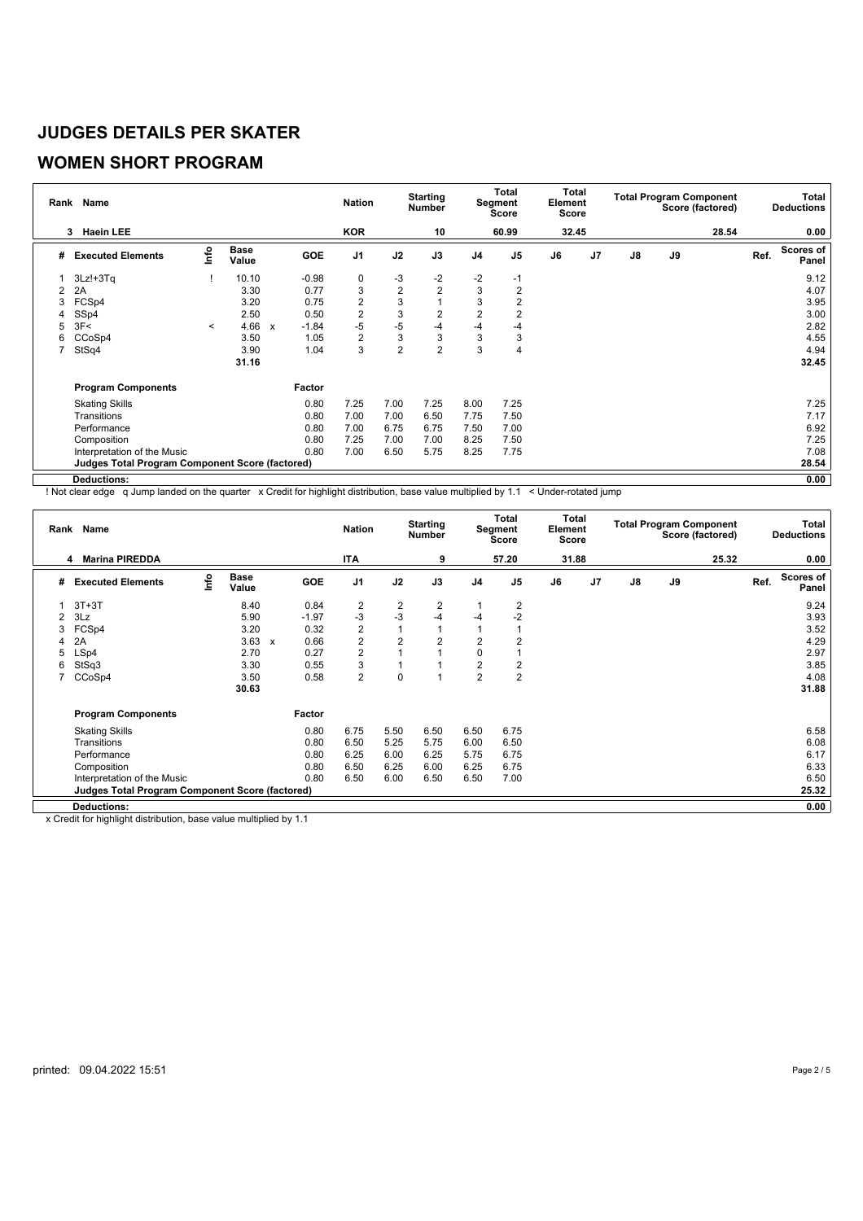# JUDGES DETAILS PER SKATER

## WOMEN SHORT PROGRAM

| Rank | Name | Nation | Starting Number | Total Segment Score | Total Element Score | Total Program Component Score (factored) | Total Deductions |
|---|---|---|---|---|---|---|---|
| 3 | Haein LEE | KOR | 10 | 60.99 | 32.45 | 28.54 | 0.00 |

| # | Executed Elements | Info | Base Value | | GOE | J1 | J2 | J3 | J4 | J5 | J6 | J7 | J8 | J9 | Ref. | Scores of Panel |
|---|---|---|---|---|---|---|---|---|---|---|---|---|---|---|---|---|
| 1 | 3Lz!+3Tq | ! | 10.10 | | -0.98 | 0 | -3 | -2 | -2 | -1 | | | | | | 9.12 |
| 2 | 2A | | 3.30 | | 0.77 | 3 | 2 | 2 | 3 | 2 | | | | | | 4.07 |
| 3 | FCSp4 | | 3.20 | | 0.75 | 2 | 3 | 1 | 3 | 2 | | | | | | 3.95 |
| 4 | SSp4 | | 2.50 | | 0.50 | 2 | 3 | 2 | 2 | 2 | | | | | | 3.00 |
| 5 | 3F< | < | 4.66 | x | -1.84 | -5 | -5 | -4 | -4 | -4 | | | | | | 2.82 |
| 6 | CCoSp4 | | 3.50 | | 1.05 | 2 | 3 | 3 | 3 | 3 | | | | | | 4.55 |
| 7 | StSq4 | | 3.90 | | 1.04 | 3 | 2 | 2 | 3 | 4 | | | | | | 4.94 |
| | | | 31.16 | | | | | | | | | | | | | 32.45 |

| Program Components | Factor | J1 | J2 | J3 | J4 | J5 | J6 | J7 | J8 | J9 | Scores of Panel |
|---|---|---|---|---|---|---|---|---|---|---|---|
| Skating Skills | 0.80 | 7.25 | 7.00 | 7.25 | 8.00 | 7.25 | | | | | 7.25 |
| Transitions | 0.80 | 7.00 | 7.00 | 6.50 | 7.75 | 7.50 | | | | | 7.17 |
| Performance | 0.80 | 7.00 | 6.75 | 6.75 | 7.50 | 7.00 | | | | | 6.92 |
| Composition | 0.80 | 7.25 | 7.00 | 7.00 | 8.25 | 7.50 | | | | | 7.25 |
| Interpretation of the Music | 0.80 | 7.00 | 6.50 | 5.75 | 8.25 | 7.75 | | | | | 7.08 |
| **Judges Total Program Component Score (factored)** | | | | | | | | | | | 28.54 |
| **Deductions:** | | | | | | | | | | | 0.00 |

! Not clear edge q Jump landed on the quarter x Credit for highlight distribution, base value multiplied by 1.1 < Under-rotated jump

| Rank | Name | Nation | Starting Number | Total Segment Score | Total Element Score | Total Program Component Score (factored) | Total Deductions |
|---|---|---|---|---|---|---|---|
| 4 | Marina PIREDDA | ITA | 9 | 57.20 | 31.88 | 25.32 | 0.00 |

| # | Executed Elements | Info | Base Value | | GOE | J1 | J2 | J3 | J4 | J5 | J6 | J7 | J8 | J9 | Ref. | Scores of Panel |
|---|---|---|---|---|---|---|---|---|---|---|---|---|---|---|---|---|
| 1 | 3T+3T | | 8.40 | | 0.84 | 2 | 2 | 2 | 1 | 2 | | | | | | 9.24 |
| 2 | 3Lz | | 5.90 | | -1.97 | -3 | -3 | -4 | -4 | -2 | | | | | | 3.93 |
| 3 | FCSp4 | | 3.20 | | 0.32 | 2 | 1 | 1 | 1 | 1 | | | | | | 3.52 |
| 4 | 2A | | 3.63 | x | 0.66 | 2 | 2 | 2 | 2 | 2 | | | | | | 4.29 |
| 5 | LSp4 | | 2.70 | | 0.27 | 2 | 1 | 1 | 0 | 1 | | | | | | 2.97 |
| 6 | StSq3 | | 3.30 | | 0.55 | 3 | 1 | 1 | 2 | 2 | | | | | | 3.85 |
| 7 | CCoSp4 | | 3.50 | | 0.58 | 2 | 0 | 1 | 2 | 2 | | | | | | 4.08 |
| | | | 30.63 | | | | | | | | | | | | | 31.88 |

| Program Components | Factor | J1 | J2 | J3 | J4 | J5 | J6 | J7 | J8 | J9 | Scores of Panel |
|---|---|---|---|---|---|---|---|---|---|---|---|
| Skating Skills | 0.80 | 6.75 | 5.50 | 6.50 | 6.50 | 6.75 | | | | | 6.58 |
| Transitions | 0.80 | 6.50 | 5.25 | 5.75 | 6.00 | 6.50 | | | | | 6.08 |
| Performance | 0.80 | 6.25 | 6.00 | 6.25 | 5.75 | 6.75 | | | | | 6.17 |
| Composition | 0.80 | 6.50 | 6.25 | 6.00 | 6.25 | 6.75 | | | | | 6.33 |
| Interpretation of the Music | 0.80 | 6.50 | 6.00 | 6.50 | 6.50 | 7.00 | | | | | 6.50 |
| **Judges Total Program Component Score (factored)** | | | | | | | | | | | 25.32 |
| **Deductions:** | | | | | | | | | | | 0.00 |

x Credit for highlight distribution, base value multiplied by 1.1

printed: 09.04.2022 15:51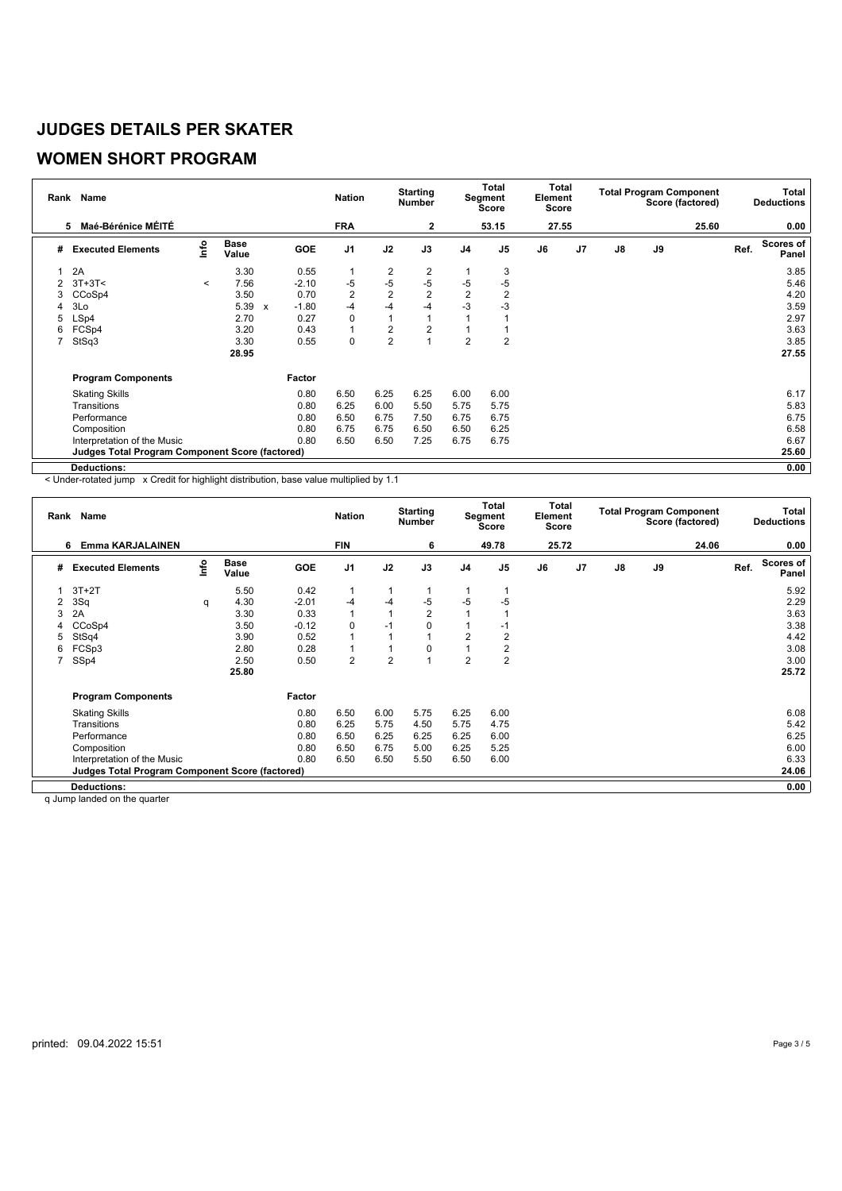# JUDGES DETAILS PER SKATER

## WOMEN SHORT PROGRAM

| Rank | Name | Nation | Starting Number | Total Segment Score | Total Element Score | Total Program Component Score (factored) | Total Deductions |
|---|---|---|---|---|---|---|---|
| 5 | Maé-Bérénice MÉITÉ | FRA | 2 | 53.15 | 27.55 | 25.60 | 0.00 |

| # | Executed Elements | Info | Base Value | | GOE | J1 | J2 | J3 | J4 | J5 | J6 | J7 | J8 | J9 | Ref. | Scores of Panel |
|---|---|---|---|---|---|---|---|---|---|---|---|---|---|---|---|---|
| 1 | 2A | | 3.30 | | 0.55 | 1 | 2 | 2 | 1 | 3 | | | | | | 3.85 |
| 2 | 3T+3T< | < | 7.56 | | -2.10 | -5 | -5 | -5 | -5 | -5 | | | | | | 5.46 |
| 3 | CCoSp4 | | 3.50 | | 0.70 | 2 | 2 | 2 | 2 | 2 | | | | | | 4.20 |
| 4 | 3Lo | | 5.39 | x | -1.80 | -4 | -4 | -4 | -3 | -3 | | | | | | 3.59 |
| 5 | LSp4 | | 2.70 | | 0.27 | 0 | 1 | 1 | 1 | 1 | | | | | | 2.97 |
| 6 | FCSp4 | | 3.20 | | 0.43 | 1 | 2 | 2 | 1 | 1 | | | | | | 3.63 |
| 7 | StSq3 | | 3.30 | | 0.55 | 0 | 2 | 1 | 2 | 2 | | | | | | 3.85 |
| | | | 28.95 | | | | | | | | | | | | | 27.55 |

| Program Components | Factor | J1 | J2 | J3 | J4 | J5 | J6 | J7 | J8 | J9 | Scores of Panel |
|---|---|---|---|---|---|---|---|---|---|---|---|
| Skating Skills | 0.80 | 6.50 | 6.25 | 6.25 | 6.00 | 6.00 | | | | | 6.17 |
| Transitions | 0.80 | 6.25 | 6.00 | 5.50 | 5.75 | 5.75 | | | | | 5.83 |
| Performance | 0.80 | 6.50 | 6.75 | 7.50 | 6.75 | 6.75 | | | | | 6.75 |
| Composition | 0.80 | 6.75 | 6.75 | 6.50 | 6.50 | 6.25 | | | | | 6.58 |
| Interpretation of the Music | 0.80 | 6.50 | 6.50 | 7.25 | 6.75 | 6.75 | | | | | 6.67 |
| **Judges Total Program Component Score (factored)** | | | | | | | | | | | 25.60 |
| **Deductions:** | | | | | | | | | | | 0.00 |

< Under-rotated jump x Credit for highlight distribution, base value multiplied by 1.1

| Rank | Name | Nation | Starting Number | Total Segment Score | Total Element Score | Total Program Component Score (factored) | Total Deductions |
|---|---|---|---|---|---|---|---|
| 6 | Emma KARJALAINEN | FIN | 6 | 49.78 | 25.72 | 24.06 | 0.00 |

| # | Executed Elements | Info | Base Value | GOE | J1 | J2 | J3 | J4 | J5 | J6 | J7 | J8 | J9 | Ref. | Scores of Panel |
|---|---|---|---|---|---|---|---|---|---|---|---|---|---|---|---|
| 1 | 3T+2T | | 5.50 | 0.42 | 1 | 1 | 1 | 1 | 1 | | | | | | 5.92 |
| 2 | 3Sq | q | 4.30 | -2.01 | -4 | -4 | -5 | -5 | -5 | | | | | | 2.29 |
| 3 | 2A | | 3.30 | 0.33 | 1 | 1 | 2 | 1 | 1 | | | | | | 3.63 |
| 4 | CCoSp4 | | 3.50 | -0.12 | 0 | -1 | 0 | 1 | -1 | | | | | | 3.38 |
| 5 | StSq4 | | 3.90 | 0.52 | 1 | 1 | 1 | 2 | 2 | | | | | | 4.42 |
| 6 | FCSp3 | | 2.80 | 0.28 | 1 | 1 | 0 | 1 | 2 | | | | | | 3.08 |
| 7 | SSp4 | | 2.50 | 0.50 | 2 | 2 | 1 | 2 | 2 | | | | | | 3.00 |
| | | | 25.80 | | | | | | | | | | | | 25.72 |

| Program Components | Factor | J1 | J2 | J3 | J4 | J5 | J6 | J7 | J8 | J9 | Scores of Panel |
|---|---|---|---|---|---|---|---|---|---|---|---|
| Skating Skills | 0.80 | 6.50 | 6.00 | 5.75 | 6.25 | 6.00 | | | | | 6.08 |
| Transitions | 0.80 | 6.25 | 5.75 | 4.50 | 5.75 | 4.75 | | | | | 5.42 |
| Performance | 0.80 | 6.50 | 6.25 | 6.25 | 6.25 | 6.00 | | | | | 6.25 |
| Composition | 0.80 | 6.50 | 6.75 | 5.00 | 6.25 | 5.25 | | | | | 6.00 |
| Interpretation of the Music | 0.80 | 6.50 | 6.50 | 5.50 | 6.50 | 6.00 | | | | | 6.33 |
| **Judges Total Program Component Score (factored)** | | | | | | | | | | | 24.06 |
| **Deductions:** | | | | | | | | | | | 0.00 |

q Jump landed on the quarter

printed: 09.04.2022 15:51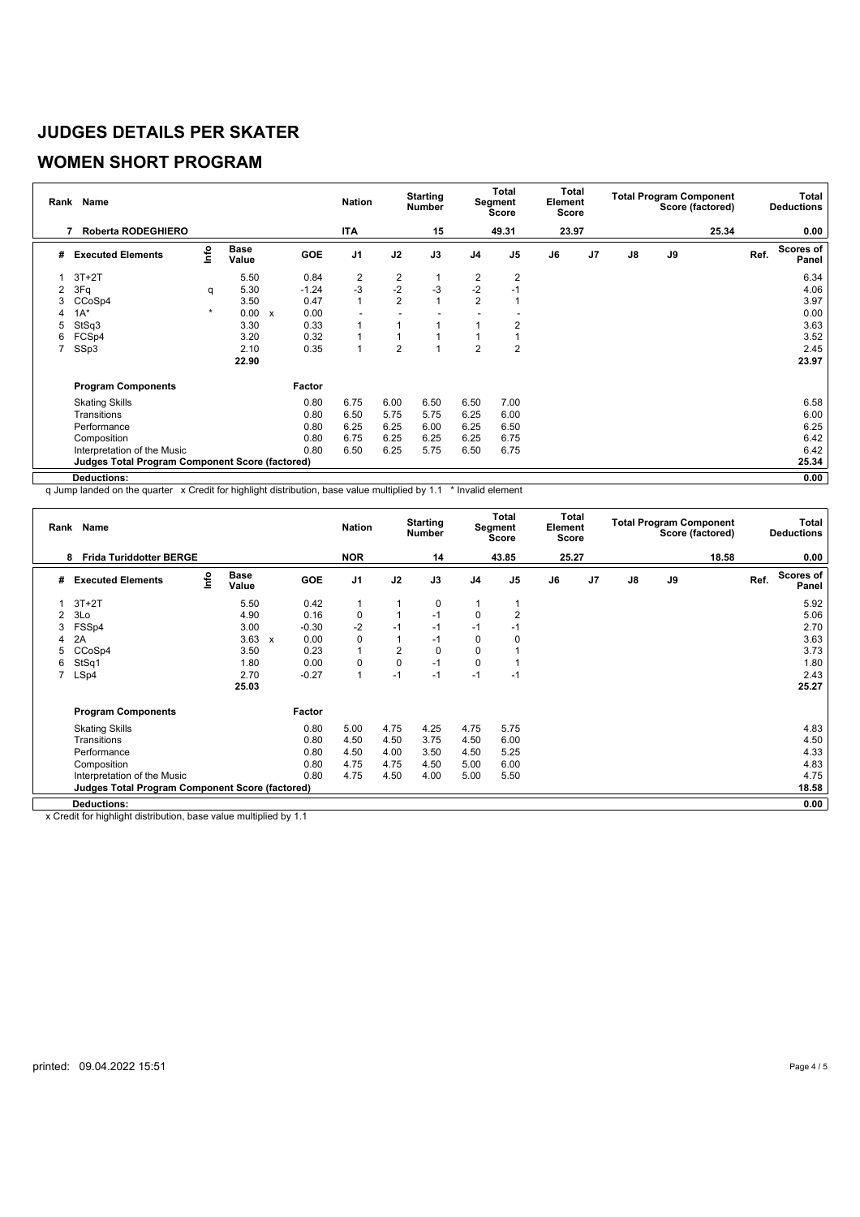# JUDGES DETAILS PER SKATER

## WOMEN SHORT PROGRAM

| Rank | Name | Nation | Starting Number | Total Segment Score | Total Element Score | Total Program Component Score (factored) | Total Deductions |
|---|---|---|---|---|---|---|---|
| 7 | Roberta RODEGHIERO | ITA | 15 | 49.31 | 23.97 | 25.34 | 0.00 |

| # | Executed Elements | Info | Base Value | | GOE | J1 | J2 | J3 | J4 | J5 | J6 | J7 | J8 | J9 | Ref. | Scores of Panel |
|---|---|---|---|---|---|---|---|---|---|---|---|---|---|---|---|---|
| 1 | 3T+2T | | 5.50 | | 0.84 | 2 | 2 | 1 | 2 | 2 | | | | | | 6.34 |
| 2 | 3Fq | q | 5.30 | | -1.24 | -3 | -2 | -3 | -2 | -1 | | | | | | 4.06 |
| 3 | CCoSp4 | | 3.50 | | 0.47 | 1 | 2 | 1 | 2 | 1 | | | | | | 3.97 |
| 4 | 1A* | * | 0.00 | x | 0.00 | - | - | - | - | - | | | | | | 0.00 |
| 5 | StSq3 | | 3.30 | | 0.33 | 1 | 1 | 1 | 1 | 2 | | | | | | 3.63 |
| 6 | FCSp4 | | 3.20 | | 0.32 | 1 | 1 | 1 | 1 | 1 | | | | | | 3.52 |
| 7 | SSp3 | | 2.10 | | 0.35 | 1 | 2 | 1 | 2 | 2 | | | | | | 2.45 |
| | | | 22.90 | | | | | | | | | | | | | 23.97 |

| Program Components | Factor | J1 | J2 | J3 | J4 | J5 | J6 | J7 | J8 | J9 | Scores of Panel |
|---|---|---|---|---|---|---|---|---|---|---|---|
| Skating Skills | 0.80 | 6.75 | 6.00 | 6.50 | 6.50 | 7.00 | | | | | 6.58 |
| Transitions | 0.80 | 6.50 | 5.75 | 5.75 | 6.25 | 6.00 | | | | | 6.00 |
| Performance | 0.80 | 6.25 | 6.25 | 6.00 | 6.25 | 6.50 | | | | | 6.25 |
| Composition | 0.80 | 6.75 | 6.25 | 6.25 | 6.25 | 6.75 | | | | | 6.42 |
| Interpretation of the Music | 0.80 | 6.50 | 6.25 | 5.75 | 6.50 | 6.75 | | | | | 6.42 |
| Judges Total Program Component Score (factored) | | | | | | | | | | | 25.34 |
| Deductions: | | | | | | | | | | | 0.00 |

q Jump landed on the quarter x Credit for highlight distribution, base value multiplied by 1.1 * Invalid element

| Rank | Name | Nation | Starting Number | Total Segment Score | Total Element Score | Total Program Component Score (factored) | Total Deductions |
|---|---|---|---|---|---|---|---|
| 8 | Frida Turiddotter BERGE | NOR | 14 | 43.85 | 25.27 | 18.58 | 0.00 |

| # | Executed Elements | Info | Base Value | | GOE | J1 | J2 | J3 | J4 | J5 | J6 | J7 | J8 | J9 | Ref. | Scores of Panel |
|---|---|---|---|---|---|---|---|---|---|---|---|---|---|---|---|---|
| 1 | 3T+2T | | 5.50 | | 0.42 | 1 | 1 | 0 | 1 | 1 | | | | | | 5.92 |
| 2 | 3Lo | | 4.90 | | 0.16 | 0 | 1 | -1 | 0 | 2 | | | | | | 5.06 |
| 3 | FSSp4 | | 3.00 | | -0.30 | -2 | -1 | -1 | -1 | -1 | | | | | | 2.70 |
| 4 | 2A | | 3.63 | x | 0.00 | 0 | 1 | -1 | 0 | 0 | | | | | | 3.63 |
| 5 | CCoSp4 | | 3.50 | | 0.23 | 1 | 2 | 0 | 0 | 1 | | | | | | 3.73 |
| 6 | StSq1 | | 1.80 | | 0.00 | 0 | 0 | -1 | 0 | 1 | | | | | | 1.80 |
| 7 | LSp4 | | 2.70 | | -0.27 | 1 | -1 | -1 | -1 | -1 | | | | | | 2.43 |
| | | | 25.03 | | | | | | | | | | | | | 25.27 |

| Program Components | Factor | J1 | J2 | J3 | J4 | J5 | J6 | J7 | J8 | J9 | Scores of Panel |
|---|---|---|---|---|---|---|---|---|---|---|---|
| Skating Skills | 0.80 | 5.00 | 4.75 | 4.25 | 4.75 | 5.75 | | | | | 4.83 |
| Transitions | 0.80 | 4.50 | 4.50 | 3.75 | 4.50 | 6.00 | | | | | 4.50 |
| Performance | 0.80 | 4.50 | 4.00 | 3.50 | 4.50 | 5.25 | | | | | 4.33 |
| Composition | 0.80 | 4.75 | 4.75 | 4.50 | 5.00 | 6.00 | | | | | 4.83 |
| Interpretation of the Music | 0.80 | 4.75 | 4.50 | 4.00 | 5.00 | 5.50 | | | | | 4.75 |
| Judges Total Program Component Score (factored) | | | | | | | | | | | 18.58 |
| Deductions: | | | | | | | | | | | 0.00 |

x Credit for highlight distribution, base value multiplied by 1.1

printed: 09.04.2022 15:51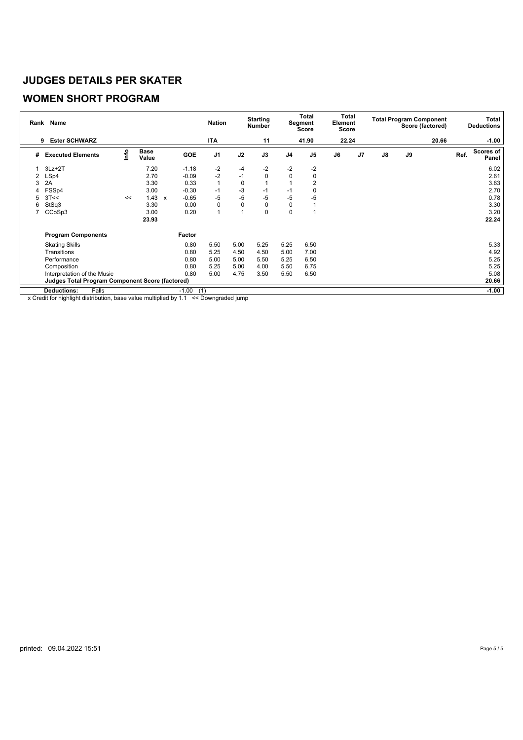# JUDGES DETAILS PER SKATER

## WOMEN SHORT PROGRAM

| Rank | Name | Nation | Starting Number | Total Segment Score | Total Element Score | Total Program Component Score (factored) | Total Deductions |
|---|---|---|---|---|---|---|---|
| 9 | Ester SCHWARZ | ITA | 11 | 41.90 | 22.24 | 20.66 | -1.00 |

| # | Executed Elements | Info | Base Value | | GOE | J1 | J2 | J3 | J4 | J5 | J6 | J7 | J8 | J9 | Ref. | Scores of Panel |
|---|---|---|---|---|---|---|---|---|---|---|---|---|---|---|---|---|
| 1 | 3Lz+2T | | 7.20 | | -1.18 | -2 | -4 | -2 | -2 | -2 | | | | | | 6.02 |
| 2 | LSp4 | | 2.70 | | -0.09 | -2 | -1 | 0 | 0 | 0 | | | | | | 2.61 |
| 3 | 2A | | 3.30 | | 0.33 | 1 | 0 | 1 | 1 | 2 | | | | | | 3.63 |
| 4 | FSSp4 | | 3.00 | | -0.30 | -1 | -3 | -1 | -1 | 0 | | | | | | 2.70 |
| 5 | 3T<< | << | 1.43 | x | -0.65 | -5 | -5 | -5 | -5 | -5 | | | | | | 0.78 |
| 6 | StSq3 | | 3.30 | | 0.00 | 0 | 0 | 0 | 0 | 1 | | | | | | 3.30 |
| 7 | CCoSp3 | | 3.00 | | 0.20 | 1 | 1 | 0 | 0 | 1 | | | | | | 3.20 |
| | | | 23.93 | | | | | | | | | | | | | 22.24 |

| Program Components | Factor | J1 | J2 | J3 | J4 | J5 | J6 | J7 | J8 | J9 | Scores of Panel |
|---|---|---|---|---|---|---|---|---|---|---|---|
| Skating Skills | 0.80 | 5.50 | 5.00 | 5.25 | 5.25 | 6.50 | | | | | 5.33 |
| Transitions | 0.80 | 5.25 | 4.50 | 4.50 | 5.00 | 7.00 | | | | | 4.92 |
| Performance | 0.80 | 5.00 | 5.00 | 5.50 | 5.25 | 6.50 | | | | | 5.25 |
| Composition | 0.80 | 5.25 | 5.00 | 4.00 | 5.50 | 6.75 | | | | | 5.25 |
| Interpretation of the Music | 0.80 | 5.00 | 4.75 | 3.50 | 5.50 | 6.50 | | | | | 5.08 |
| Judges Total Program Component Score (factored) | | | | | | | | | | | 20.66 |

| Deductions: | Falls | -1.00 (1) | -1.00 |
|---|---|---|---|

x Credit for highlight distribution, base value multiplied by 1.1 << Downgraded jump

printed: 09.04.2022 15:51